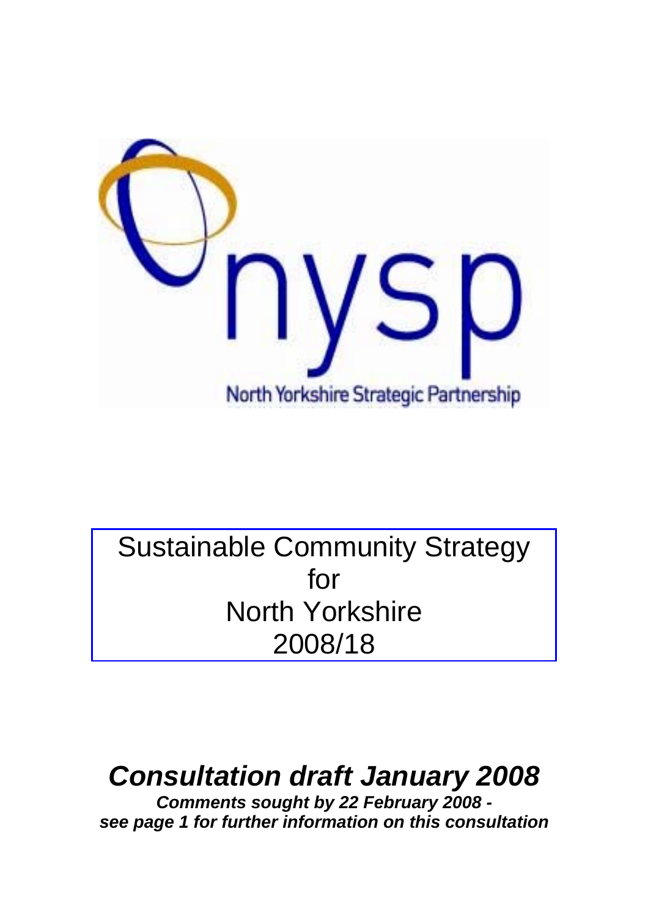nysp

North Yorkshire Strategic Partnership

# Sustainable Community Strategy for North Yorkshire 2008/18

## *Consultation draft January 2008*

***Comments sought by 22 February 2008 -***
***see page 1 for further information on this consultation***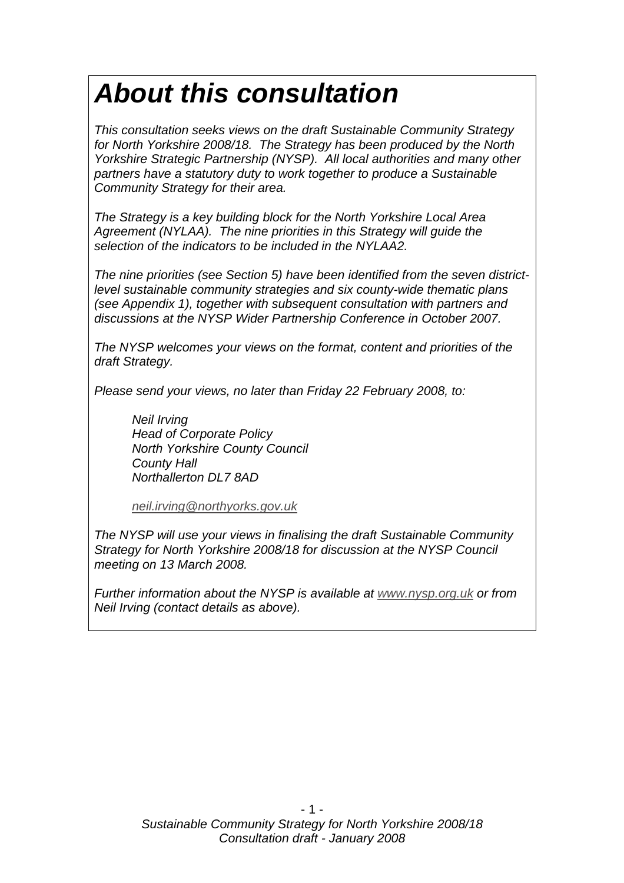# *About this consultation*

*This consultation seeks views on the draft Sustainable Community Strategy for North Yorkshire 2008/18. The Strategy has been produced by the North Yorkshire Strategic Partnership (NYSP). All local authorities and many other partners have a statutory duty to work together to produce a Sustainable Community Strategy for their area.*

*The Strategy is a key building block for the North Yorkshire Local Area Agreement (NYLAA). The nine priorities in this Strategy will guide the selection of the indicators to be included in the NYLAA2.*

*The nine priorities (see Section 5) have been identified from the seven district-level sustainable community strategies and six county-wide thematic plans (see Appendix 1), together with subsequent consultation with partners and discussions at the NYSP Wider Partnership Conference in October 2007.*

*The NYSP welcomes your views on the format, content and priorities of the draft Strategy.*

*Please send your views, no later than Friday 22 February 2008, to:*

> *Neil Irving*
> *Head of Corporate Policy*
> *North Yorkshire County Council*
> *County Hall*
> *Northallerton DL7 8AD*
>
> *neil.irving@northyorks.gov.uk*

*The NYSP will use your views in finalising the draft Sustainable Community Strategy for North Yorkshire 2008/18 for discussion at the NYSP Council meeting on 13 March 2008.*

*Further information about the NYSP is available at www.nysp.org.uk or from Neil Irving (contact details as above).*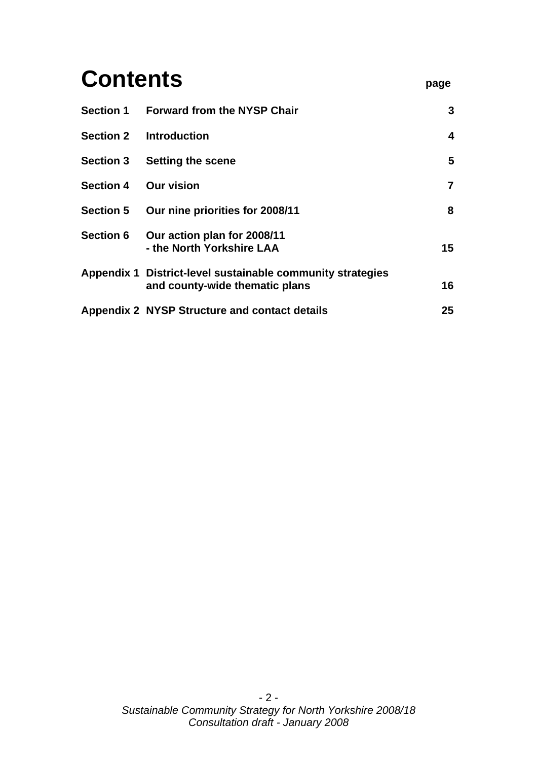# Contents

| | | page |
|---|---|---|
| **Section 1** | **Forward from the NYSP Chair** | **3** |
| **Section 2** | **Introduction** | **4** |
| **Section 3** | **Setting the scene** | **5** |
| **Section 4** | **Our vision** | **7** |
| **Section 5** | **Our nine priorities for 2008/11** | **8** |
| **Section 6** | **Our action plan for 2008/11 - the North Yorkshire LAA** | **15** |
| **Appendix 1** | **District-level sustainable community strategies and county-wide thematic plans** | **16** |
| **Appendix 2** | **NYSP Structure and contact details** | **25** |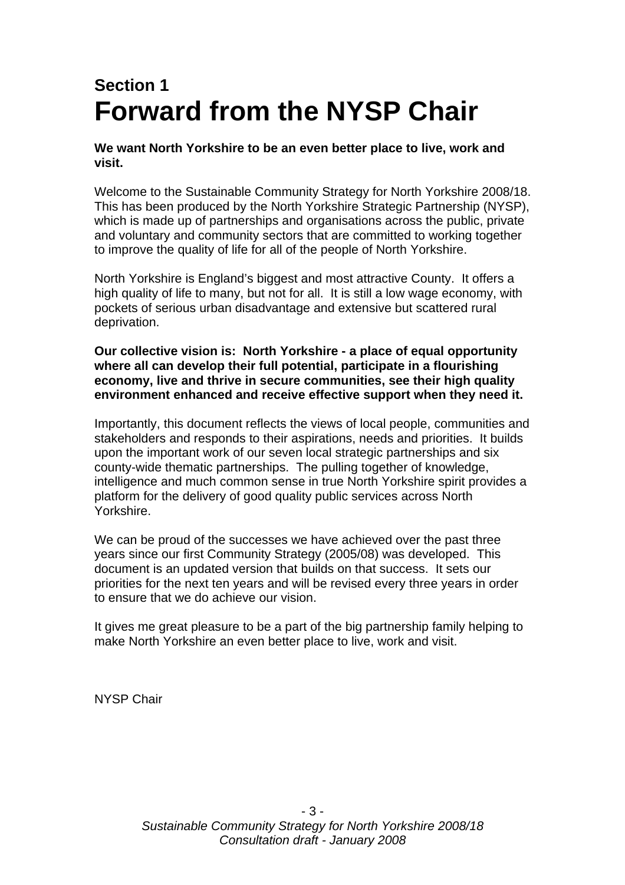## Section 1

# Forward from the NYSP Chair

**We want North Yorkshire to be an even better place to live, work and visit.**

Welcome to the Sustainable Community Strategy for North Yorkshire 2008/18. This has been produced by the North Yorkshire Strategic Partnership (NYSP), which is made up of partnerships and organisations across the public, private and voluntary and community sectors that are committed to working together to improve the quality of life for all of the people of North Yorkshire.

North Yorkshire is England's biggest and most attractive County. It offers a high quality of life to many, but not for all. It is still a low wage economy, with pockets of serious urban disadvantage and extensive but scattered rural deprivation.

**Our collective vision is: North Yorkshire - a place of equal opportunity where all can develop their full potential, participate in a flourishing economy, live and thrive in secure communities, see their high quality environment enhanced and receive effective support when they need it.**

Importantly, this document reflects the views of local people, communities and stakeholders and responds to their aspirations, needs and priorities. It builds upon the important work of our seven local strategic partnerships and six county-wide thematic partnerships. The pulling together of knowledge, intelligence and much common sense in true North Yorkshire spirit provides a platform for the delivery of good quality public services across North Yorkshire.

We can be proud of the successes we have achieved over the past three years since our first Community Strategy (2005/08) was developed. This document is an updated version that builds on that success. It sets our priorities for the next ten years and will be revised every three years in order to ensure that we do achieve our vision.

It gives me great pleasure to be a part of the big partnership family helping to make North Yorkshire an even better place to live, work and visit.

NYSP Chair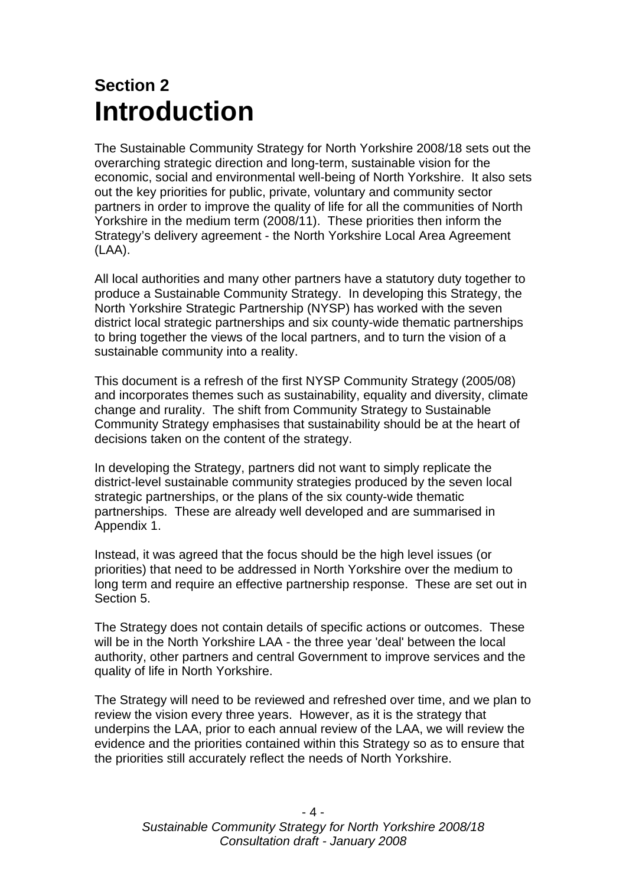## Section 2

# Introduction

The Sustainable Community Strategy for North Yorkshire 2008/18 sets out the overarching strategic direction and long-term, sustainable vision for the economic, social and environmental well-being of North Yorkshire. It also sets out the key priorities for public, private, voluntary and community sector partners in order to improve the quality of life for all the communities of North Yorkshire in the medium term (2008/11). These priorities then inform the Strategy's delivery agreement - the North Yorkshire Local Area Agreement (LAA).

All local authorities and many other partners have a statutory duty together to produce a Sustainable Community Strategy. In developing this Strategy, the North Yorkshire Strategic Partnership (NYSP) has worked with the seven district local strategic partnerships and six county-wide thematic partnerships to bring together the views of the local partners, and to turn the vision of a sustainable community into a reality.

This document is a refresh of the first NYSP Community Strategy (2005/08) and incorporates themes such as sustainability, equality and diversity, climate change and rurality. The shift from Community Strategy to Sustainable Community Strategy emphasises that sustainability should be at the heart of decisions taken on the content of the strategy.

In developing the Strategy, partners did not want to simply replicate the district-level sustainable community strategies produced by the seven local strategic partnerships, or the plans of the six county-wide thematic partnerships. These are already well developed and are summarised in Appendix 1.

Instead, it was agreed that the focus should be the high level issues (or priorities) that need to be addressed in North Yorkshire over the medium to long term and require an effective partnership response. These are set out in Section 5.

The Strategy does not contain details of specific actions or outcomes. These will be in the North Yorkshire LAA - the three year 'deal' between the local authority, other partners and central Government to improve services and the quality of life in North Yorkshire.

The Strategy will need to be reviewed and refreshed over time, and we plan to review the vision every three years. However, as it is the strategy that underpins the LAA, prior to each annual review of the LAA, we will review the evidence and the priorities contained within this Strategy so as to ensure that the priorities still accurately reflect the needs of North Yorkshire.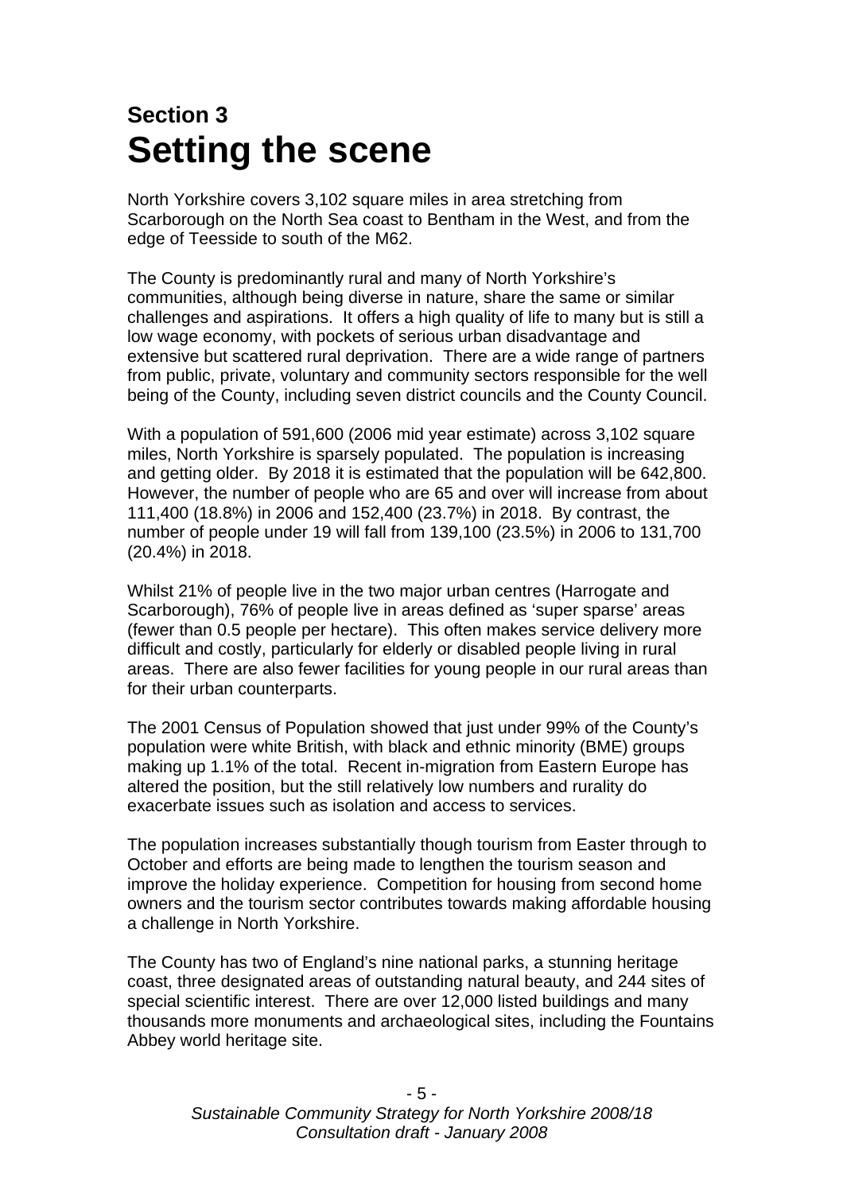## Section 3

# Setting the scene

North Yorkshire covers 3,102 square miles in area stretching from Scarborough on the North Sea coast to Bentham in the West, and from the edge of Teesside to south of the M62.

The County is predominantly rural and many of North Yorkshire's communities, although being diverse in nature, share the same or similar challenges and aspirations. It offers a high quality of life to many but is still a low wage economy, with pockets of serious urban disadvantage and extensive but scattered rural deprivation. There are a wide range of partners from public, private, voluntary and community sectors responsible for the well being of the County, including seven district councils and the County Council.

With a population of 591,600 (2006 mid year estimate) across 3,102 square miles, North Yorkshire is sparsely populated. The population is increasing and getting older. By 2018 it is estimated that the population will be 642,800. However, the number of people who are 65 and over will increase from about 111,400 (18.8%) in 2006 and 152,400 (23.7%) in 2018. By contrast, the number of people under 19 will fall from 139,100 (23.5%) in 2006 to 131,700 (20.4%) in 2018.

Whilst 21% of people live in the two major urban centres (Harrogate and Scarborough), 76% of people live in areas defined as 'super sparse' areas (fewer than 0.5 people per hectare). This often makes service delivery more difficult and costly, particularly for elderly or disabled people living in rural areas. There are also fewer facilities for young people in our rural areas than for their urban counterparts.

The 2001 Census of Population showed that just under 99% of the County's population were white British, with black and ethnic minority (BME) groups making up 1.1% of the total. Recent in-migration from Eastern Europe has altered the position, but the still relatively low numbers and rurality do exacerbate issues such as isolation and access to services.

The population increases substantially though tourism from Easter through to October and efforts are being made to lengthen the tourism season and improve the holiday experience. Competition for housing from second home owners and the tourism sector contributes towards making affordable housing a challenge in North Yorkshire.

The County has two of England's nine national parks, a stunning heritage coast, three designated areas of outstanding natural beauty, and 244 sites of special scientific interest. There are over 12,000 listed buildings and many thousands more monuments and archaeological sites, including the Fountains Abbey world heritage site.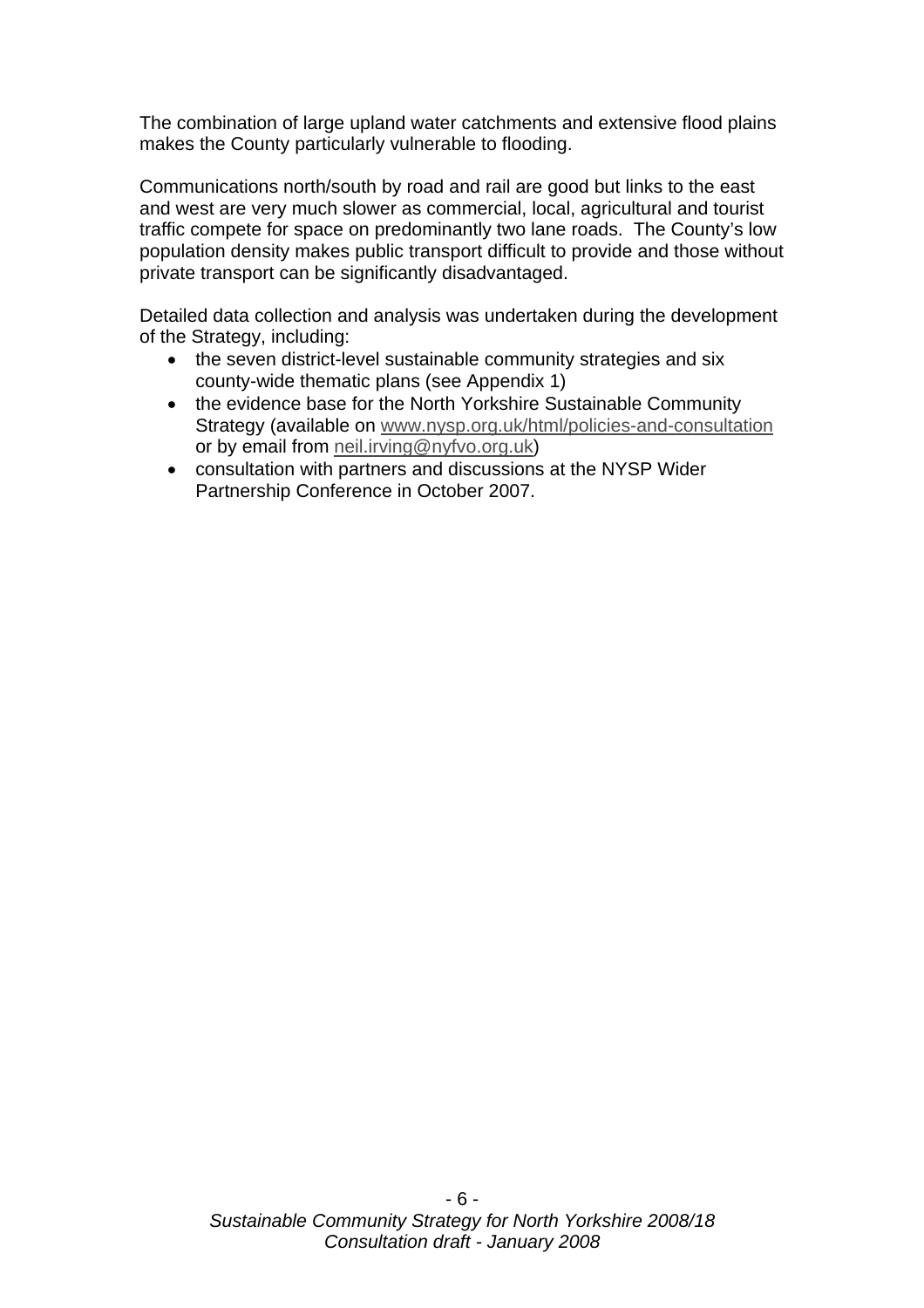The combination of large upland water catchments and extensive flood plains makes the County particularly vulnerable to flooding.

Communications north/south by road and rail are good but links to the east and west are very much slower as commercial, local, agricultural and tourist traffic compete for space on predominantly two lane roads. The County's low population density makes public transport difficult to provide and those without private transport can be significantly disadvantaged.

Detailed data collection and analysis was undertaken during the development of the Strategy, including:

- the seven district-level sustainable community strategies and six county-wide thematic plans (see Appendix 1)
- the evidence base for the North Yorkshire Sustainable Community Strategy (available on www.nysp.org.uk/html/policies-and-consultation or by email from neil.irving@nyfvo.org.uk)
- consultation with partners and discussions at the NYSP Wider Partnership Conference in October 2007.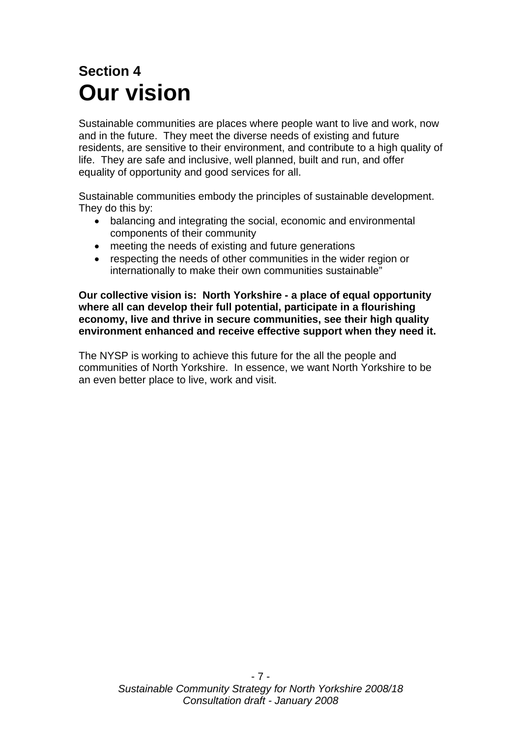## Section 4
# Our vision

Sustainable communities are places where people want to live and work, now and in the future. They meet the diverse needs of existing and future residents, are sensitive to their environment, and contribute to a high quality of life. They are safe and inclusive, well planned, built and run, and offer equality of opportunity and good services for all.

Sustainable communities embody the principles of sustainable development. They do this by:

- balancing and integrating the social, economic and environmental components of their community
- meeting the needs of existing and future generations
- respecting the needs of other communities in the wider region or internationally to make their own communities sustainable"

**Our collective vision is: North Yorkshire - a place of equal opportunity where all can develop their full potential, participate in a flourishing economy, live and thrive in secure communities, see their high quality environment enhanced and receive effective support when they need it.**

The NYSP is working to achieve this future for the all the people and communities of North Yorkshire. In essence, we want North Yorkshire to be an even better place to live, work and visit.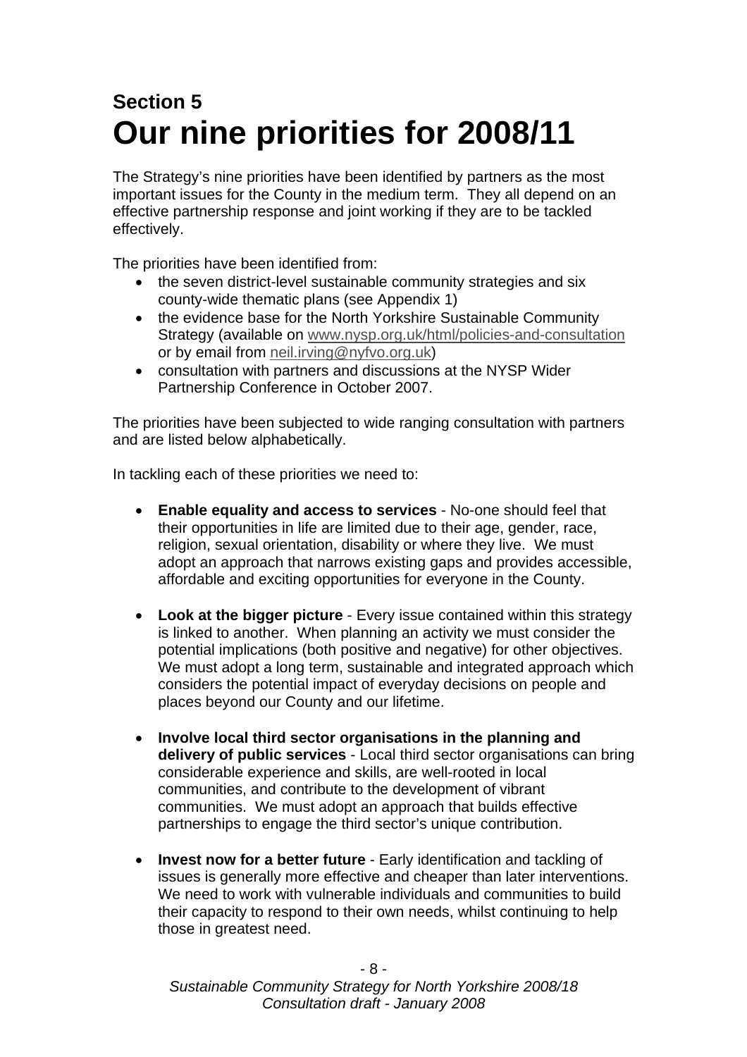## Section 5

# Our nine priorities for 2008/11

The Strategy's nine priorities have been identified by partners as the most important issues for the County in the medium term. They all depend on an effective partnership response and joint working if they are to be tackled effectively.

The priorities have been identified from:

- the seven district-level sustainable community strategies and six county-wide thematic plans (see Appendix 1)
- the evidence base for the North Yorkshire Sustainable Community Strategy (available on www.nysp.org.uk/html/policies-and-consultation or by email from neil.irving@nyfvo.org.uk)
- consultation with partners and discussions at the NYSP Wider Partnership Conference in October 2007.

The priorities have been subjected to wide ranging consultation with partners and are listed below alphabetically.

In tackling each of these priorities we need to:

- **Enable equality and access to services** - No-one should feel that their opportunities in life are limited due to their age, gender, race, religion, sexual orientation, disability or where they live. We must adopt an approach that narrows existing gaps and provides accessible, affordable and exciting opportunities for everyone in the County.

- **Look at the bigger picture** - Every issue contained within this strategy is linked to another. When planning an activity we must consider the potential implications (both positive and negative) for other objectives. We must adopt a long term, sustainable and integrated approach which considers the potential impact of everyday decisions on people and places beyond our County and our lifetime.

- **Involve local third sector organisations in the planning and delivery of public services** - Local third sector organisations can bring considerable experience and skills, are well-rooted in local communities, and contribute to the development of vibrant communities. We must adopt an approach that builds effective partnerships to engage the third sector's unique contribution.

- **Invest now for a better future** - Early identification and tackling of issues is generally more effective and cheaper than later interventions. We need to work with vulnerable individuals and communities to build their capacity to respond to their own needs, whilst continuing to help those in greatest need.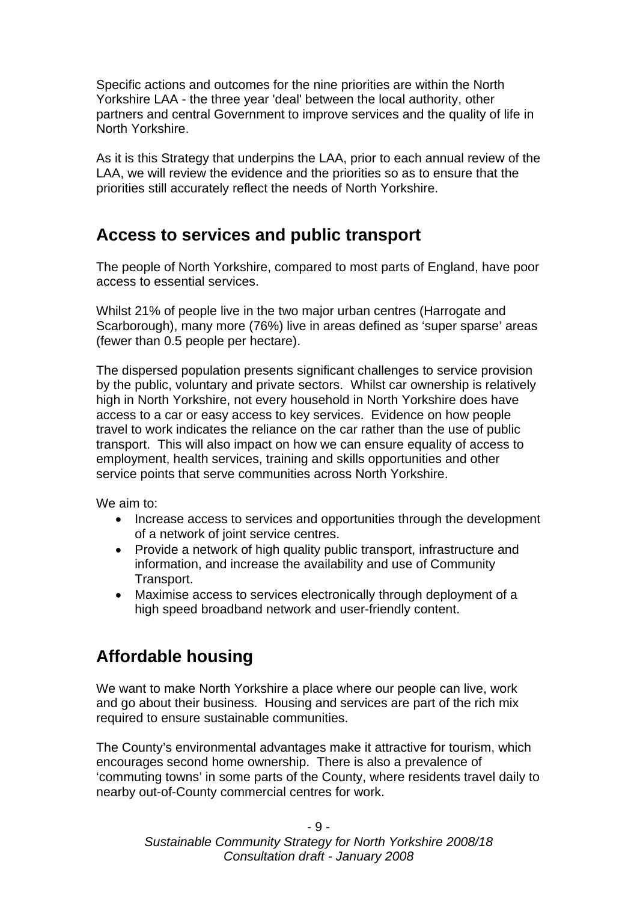Specific actions and outcomes for the nine priorities are within the North Yorkshire LAA - the three year 'deal' between the local authority, other partners and central Government to improve services and the quality of life in North Yorkshire.

As it is this Strategy that underpins the LAA, prior to each annual review of the LAA, we will review the evidence and the priorities so as to ensure that the priorities still accurately reflect the needs of North Yorkshire.

## Access to services and public transport

The people of North Yorkshire, compared to most parts of England, have poor access to essential services.

Whilst 21% of people live in the two major urban centres (Harrogate and Scarborough), many more (76%) live in areas defined as 'super sparse' areas (fewer than 0.5 people per hectare).

The dispersed population presents significant challenges to service provision by the public, voluntary and private sectors. Whilst car ownership is relatively high in North Yorkshire, not every household in North Yorkshire does have access to a car or easy access to key services. Evidence on how people travel to work indicates the reliance on the car rather than the use of public transport. This will also impact on how we can ensure equality of access to employment, health services, training and skills opportunities and other service points that serve communities across North Yorkshire.

We aim to:

- Increase access to services and opportunities through the development of a network of joint service centres.
- Provide a network of high quality public transport, infrastructure and information, and increase the availability and use of Community Transport.
- Maximise access to services electronically through deployment of a high speed broadband network and user-friendly content.

## Affordable housing

We want to make North Yorkshire a place where our people can live, work and go about their business. Housing and services are part of the rich mix required to ensure sustainable communities.

The County's environmental advantages make it attractive for tourism, which encourages second home ownership. There is also a prevalence of 'commuting towns' in some parts of the County, where residents travel daily to nearby out-of-County commercial centres for work.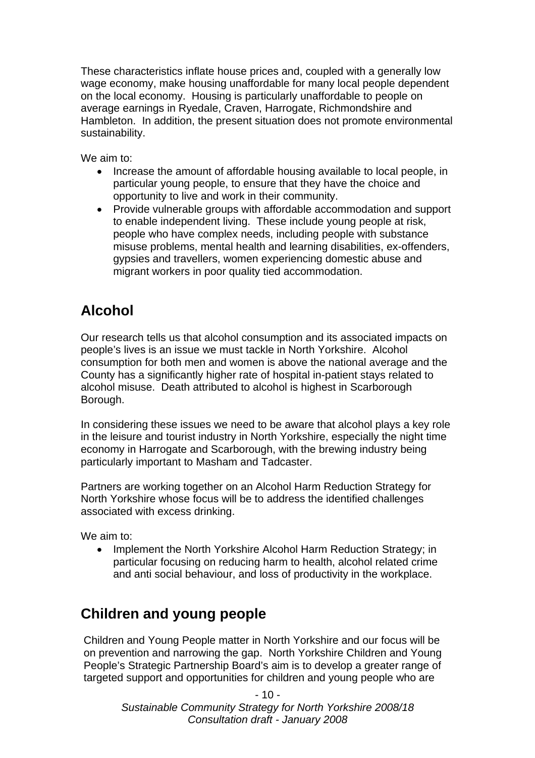These characteristics inflate house prices and, coupled with a generally low wage economy, make housing unaffordable for many local people dependent on the local economy. Housing is particularly unaffordable to people on average earnings in Ryedale, Craven, Harrogate, Richmondshire and Hambleton. In addition, the present situation does not promote environmental sustainability.

We aim to:

- Increase the amount of affordable housing available to local people, in particular young people, to ensure that they have the choice and opportunity to live and work in their community.
- Provide vulnerable groups with affordable accommodation and support to enable independent living. These include young people at risk, people who have complex needs, including people with substance misuse problems, mental health and learning disabilities, ex-offenders, gypsies and travellers, women experiencing domestic abuse and migrant workers in poor quality tied accommodation.

## Alcohol

Our research tells us that alcohol consumption and its associated impacts on people's lives is an issue we must tackle in North Yorkshire. Alcohol consumption for both men and women is above the national average and the County has a significantly higher rate of hospital in-patient stays related to alcohol misuse. Death attributed to alcohol is highest in Scarborough Borough.

In considering these issues we need to be aware that alcohol plays a key role in the leisure and tourist industry in North Yorkshire, especially the night time economy in Harrogate and Scarborough, with the brewing industry being particularly important to Masham and Tadcaster.

Partners are working together on an Alcohol Harm Reduction Strategy for North Yorkshire whose focus will be to address the identified challenges associated with excess drinking.

We aim to:

- Implement the North Yorkshire Alcohol Harm Reduction Strategy; in particular focusing on reducing harm to health, alcohol related crime and anti social behaviour, and loss of productivity in the workplace.

## Children and young people

Children and Young People matter in North Yorkshire and our focus will be on prevention and narrowing the gap. North Yorkshire Children and Young People's Strategic Partnership Board's aim is to develop a greater range of targeted support and opportunities for children and young people who are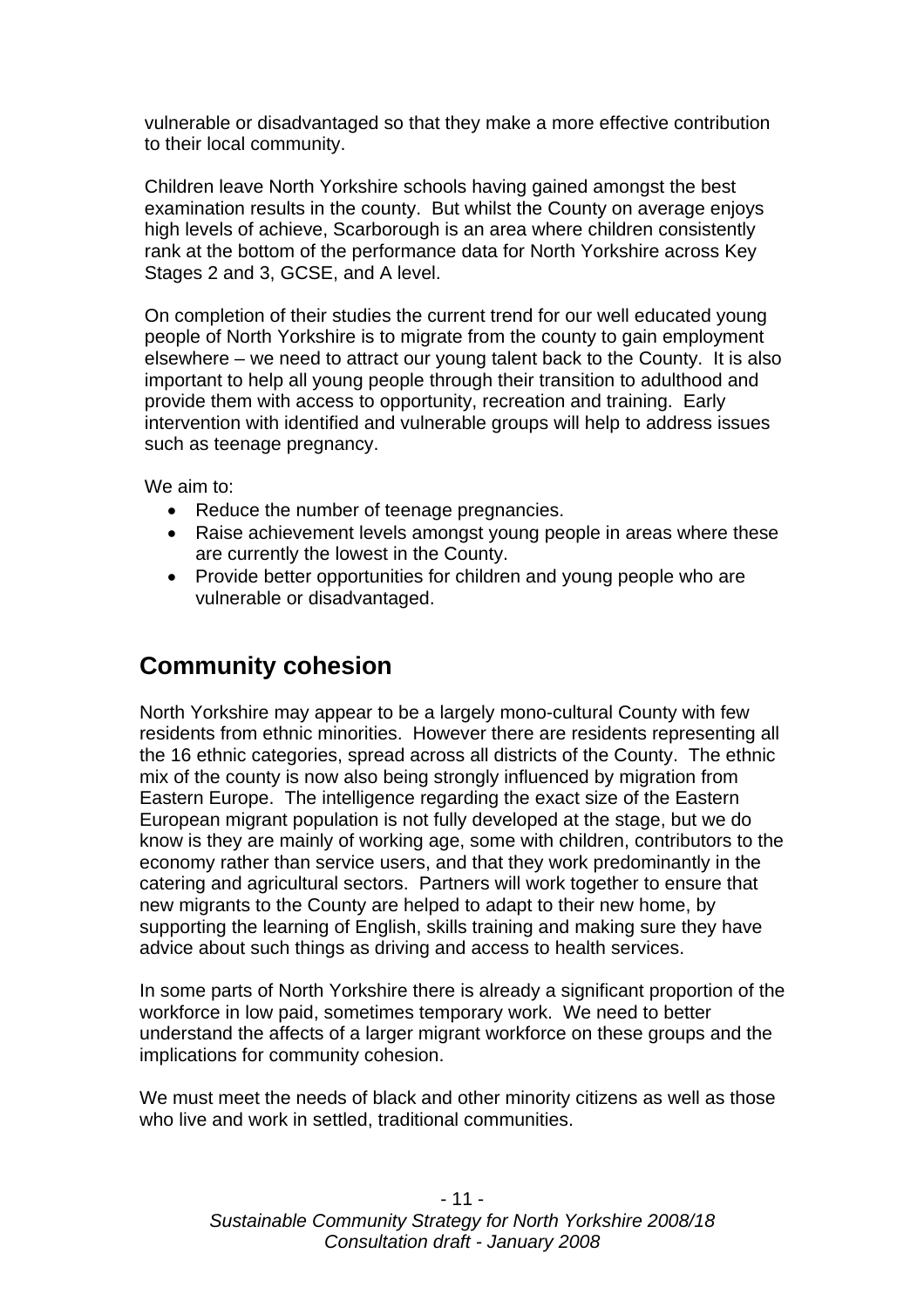vulnerable or disadvantaged so that they make a more effective contribution to their local community.

Children leave North Yorkshire schools having gained amongst the best examination results in the county. But whilst the County on average enjoys high levels of achieve, Scarborough is an area where children consistently rank at the bottom of the performance data for North Yorkshire across Key Stages 2 and 3, GCSE, and A level.

On completion of their studies the current trend for our well educated young people of North Yorkshire is to migrate from the county to gain employment elsewhere – we need to attract our young talent back to the County. It is also important to help all young people through their transition to adulthood and provide them with access to opportunity, recreation and training. Early intervention with identified and vulnerable groups will help to address issues such as teenage pregnancy.

We aim to:

- Reduce the number of teenage pregnancies.
- Raise achievement levels amongst young people in areas where these are currently the lowest in the County.
- Provide better opportunities for children and young people who are vulnerable or disadvantaged.

## Community cohesion

North Yorkshire may appear to be a largely mono-cultural County with few residents from ethnic minorities. However there are residents representing all the 16 ethnic categories, spread across all districts of the County. The ethnic mix of the county is now also being strongly influenced by migration from Eastern Europe. The intelligence regarding the exact size of the Eastern European migrant population is not fully developed at the stage, but we do know is they are mainly of working age, some with children, contributors to the economy rather than service users, and that they work predominantly in the catering and agricultural sectors. Partners will work together to ensure that new migrants to the County are helped to adapt to their new home, by supporting the learning of English, skills training and making sure they have advice about such things as driving and access to health services.

In some parts of North Yorkshire there is already a significant proportion of the workforce in low paid, sometimes temporary work. We need to better understand the affects of a larger migrant workforce on these groups and the implications for community cohesion.

We must meet the needs of black and other minority citizens as well as those who live and work in settled, traditional communities.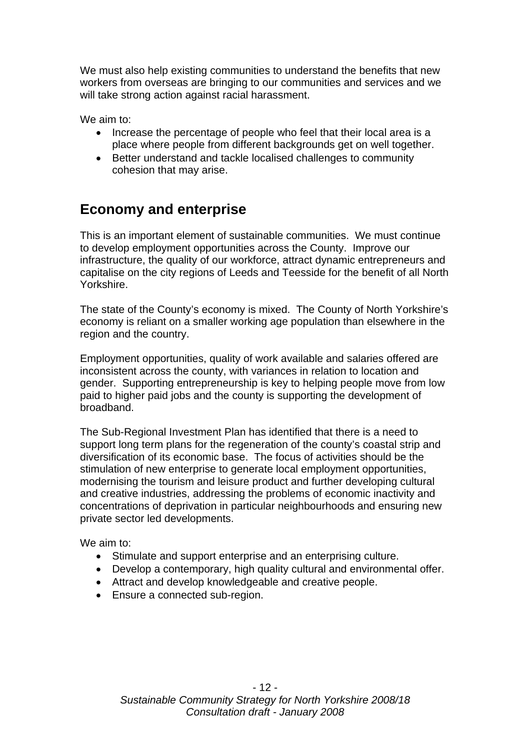We must also help existing communities to understand the benefits that new workers from overseas are bringing to our communities and services and we will take strong action against racial harassment.

We aim to:

- Increase the percentage of people who feel that their local area is a place where people from different backgrounds get on well together.
- Better understand and tackle localised challenges to community cohesion that may arise.

## Economy and enterprise

This is an important element of sustainable communities. We must continue to develop employment opportunities across the County. Improve our infrastructure, the quality of our workforce, attract dynamic entrepreneurs and capitalise on the city regions of Leeds and Teesside for the benefit of all North Yorkshire.

The state of the County's economy is mixed. The County of North Yorkshire's economy is reliant on a smaller working age population than elsewhere in the region and the country.

Employment opportunities, quality of work available and salaries offered are inconsistent across the county, with variances in relation to location and gender. Supporting entrepreneurship is key to helping people move from low paid to higher paid jobs and the county is supporting the development of broadband.

The Sub-Regional Investment Plan has identified that there is a need to support long term plans for the regeneration of the county's coastal strip and diversification of its economic base. The focus of activities should be the stimulation of new enterprise to generate local employment opportunities, modernising the tourism and leisure product and further developing cultural and creative industries, addressing the problems of economic inactivity and concentrations of deprivation in particular neighbourhoods and ensuring new private sector led developments.

We aim to:

- Stimulate and support enterprise and an enterprising culture.
- Develop a contemporary, high quality cultural and environmental offer.
- Attract and develop knowledgeable and creative people.
- Ensure a connected sub-region.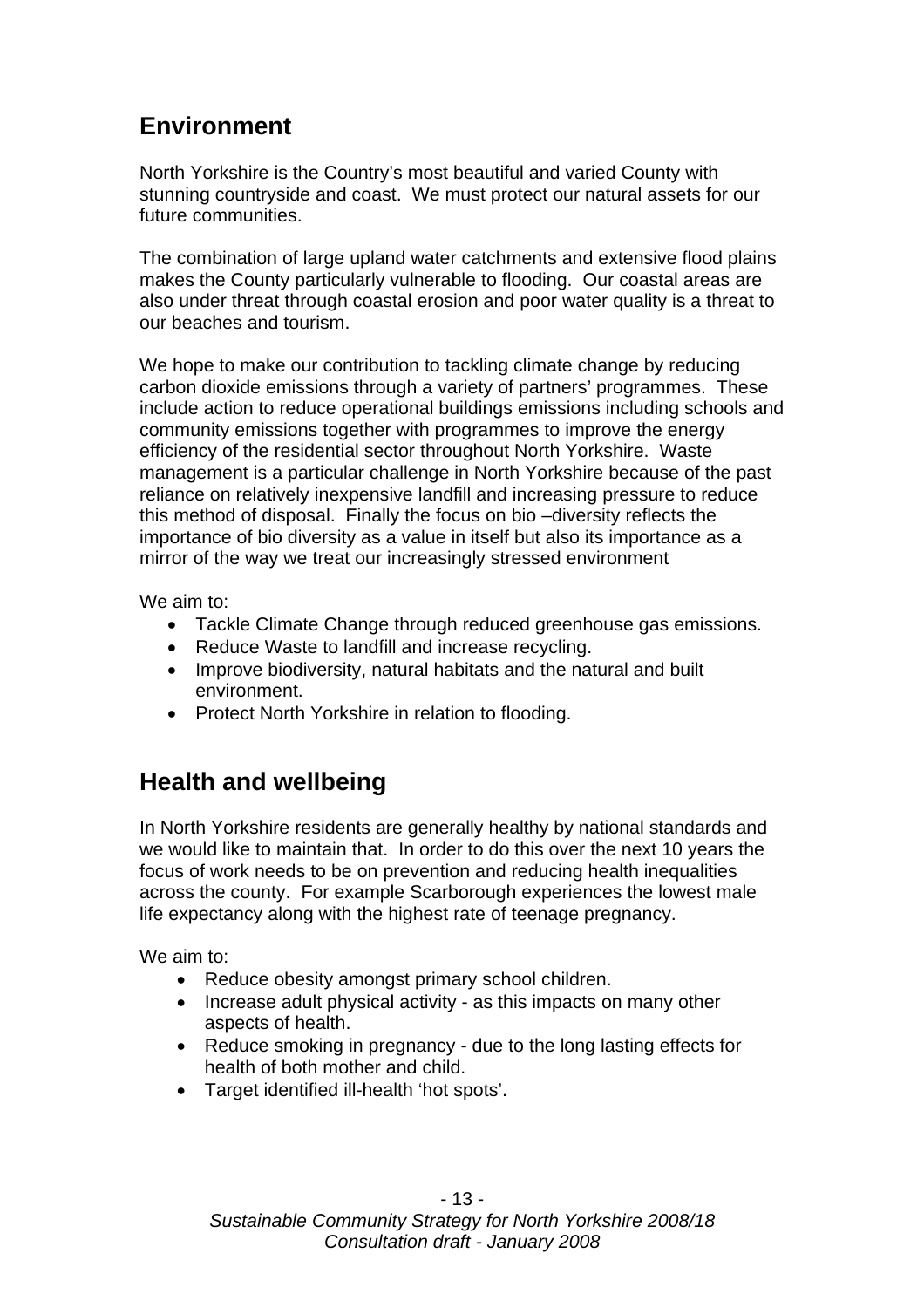## Environment

North Yorkshire is the Country's most beautiful and varied County with stunning countryside and coast. We must protect our natural assets for our future communities.

The combination of large upland water catchments and extensive flood plains makes the County particularly vulnerable to flooding. Our coastal areas are also under threat through coastal erosion and poor water quality is a threat to our beaches and tourism.

We hope to make our contribution to tackling climate change by reducing carbon dioxide emissions through a variety of partners' programmes. These include action to reduce operational buildings emissions including schools and community emissions together with programmes to improve the energy efficiency of the residential sector throughout North Yorkshire. Waste management is a particular challenge in North Yorkshire because of the past reliance on relatively inexpensive landfill and increasing pressure to reduce this method of disposal. Finally the focus on bio –diversity reflects the importance of bio diversity as a value in itself but also its importance as a mirror of the way we treat our increasingly stressed environment

We aim to:

- Tackle Climate Change through reduced greenhouse gas emissions.
- Reduce Waste to landfill and increase recycling.
- Improve biodiversity, natural habitats and the natural and built environment.
- Protect North Yorkshire in relation to flooding.

## Health and wellbeing

In North Yorkshire residents are generally healthy by national standards and we would like to maintain that. In order to do this over the next 10 years the focus of work needs to be on prevention and reducing health inequalities across the county. For example Scarborough experiences the lowest male life expectancy along with the highest rate of teenage pregnancy.

We aim to:

- Reduce obesity amongst primary school children.
- Increase adult physical activity - as this impacts on many other aspects of health.
- Reduce smoking in pregnancy - due to the long lasting effects for health of both mother and child.
- Target identified ill-health 'hot spots'.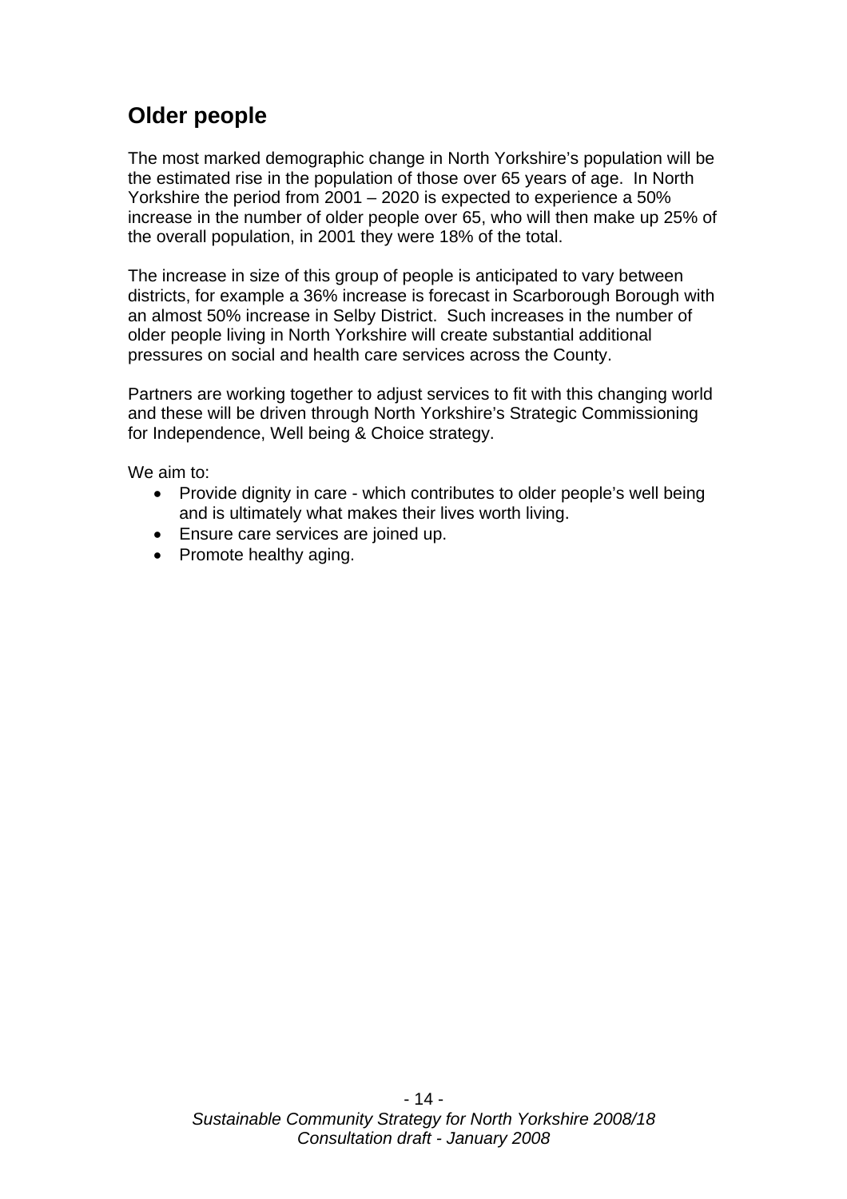## Older people

The most marked demographic change in North Yorkshire's population will be the estimated rise in the population of those over 65 years of age. In North Yorkshire the period from 2001 – 2020 is expected to experience a 50% increase in the number of older people over 65, who will then make up 25% of the overall population, in 2001 they were 18% of the total.

The increase in size of this group of people is anticipated to vary between districts, for example a 36% increase is forecast in Scarborough Borough with an almost 50% increase in Selby District. Such increases in the number of older people living in North Yorkshire will create substantial additional pressures on social and health care services across the County.

Partners are working together to adjust services to fit with this changing world and these will be driven through North Yorkshire's Strategic Commissioning for Independence, Well being & Choice strategy.

We aim to:

- Provide dignity in care - which contributes to older people's well being and is ultimately what makes their lives worth living.
- Ensure care services are joined up.
- Promote healthy aging.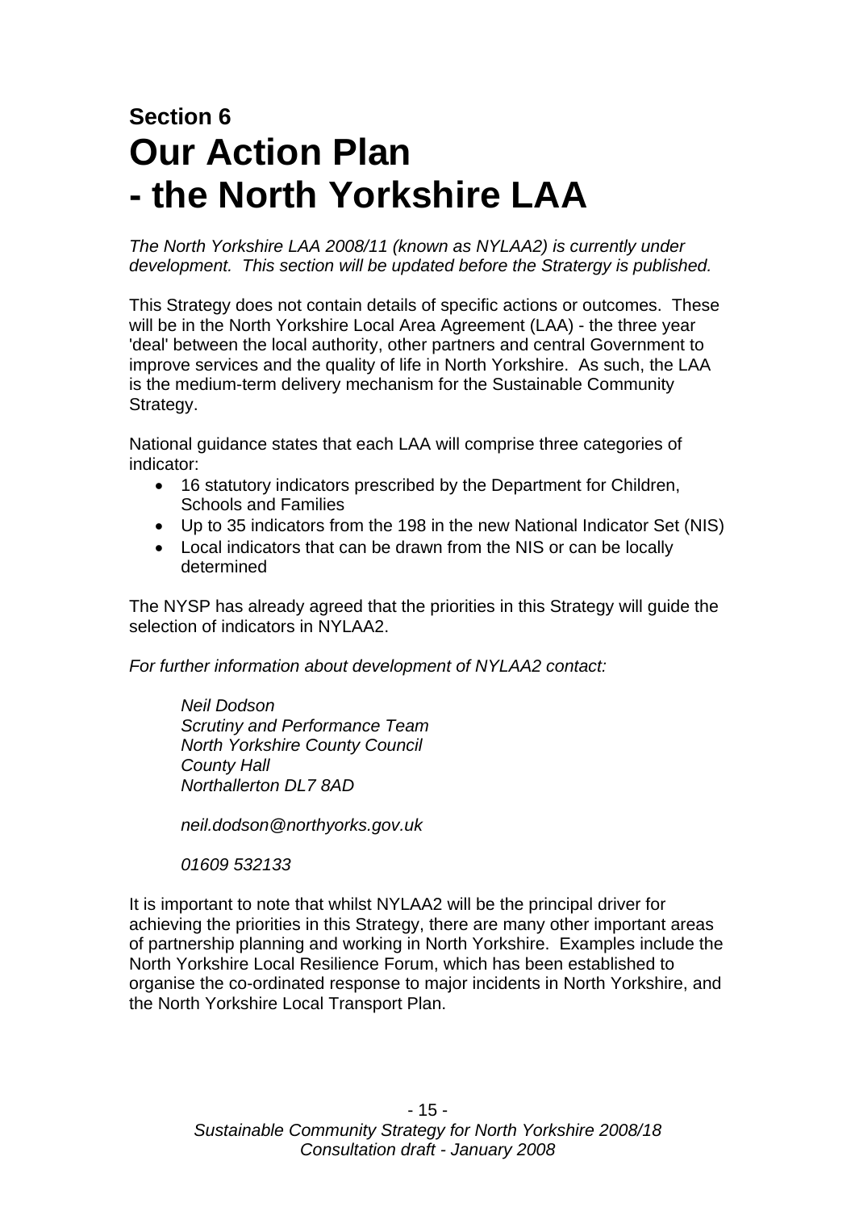# Section 6
# Our Action Plan
# - the North Yorkshire LAA

*The North Yorkshire LAA 2008/11 (known as NYLAA2) is currently under development. This section will be updated before the Stratergy is published.*

This Strategy does not contain details of specific actions or outcomes. These will be in the North Yorkshire Local Area Agreement (LAA) - the three year 'deal' between the local authority, other partners and central Government to improve services and the quality of life in North Yorkshire. As such, the LAA is the medium-term delivery mechanism for the Sustainable Community Strategy.

National guidance states that each LAA will comprise three categories of indicator:

- 16 statutory indicators prescribed by the Department for Children, Schools and Families
- Up to 35 indicators from the 198 in the new National Indicator Set (NIS)
- Local indicators that can be drawn from the NIS or can be locally determined

The NYSP has already agreed that the priorities in this Strategy will guide the selection of indicators in NYLAA2.

*For further information about development of NYLAA2 contact:*

*Neil Dodson*
*Scrutiny and Performance Team*
*North Yorkshire County Council*
*County Hall*
*Northallerton DL7 8AD*

*neil.dodson@northyorks.gov.uk*

*01609 532133*

It is important to note that whilst NYLAA2 will be the principal driver for achieving the priorities in this Strategy, there are many other important areas of partnership planning and working in North Yorkshire. Examples include the North Yorkshire Local Resilience Forum, which has been established to organise the co-ordinated response to major incidents in North Yorkshire, and the North Yorkshire Local Transport Plan.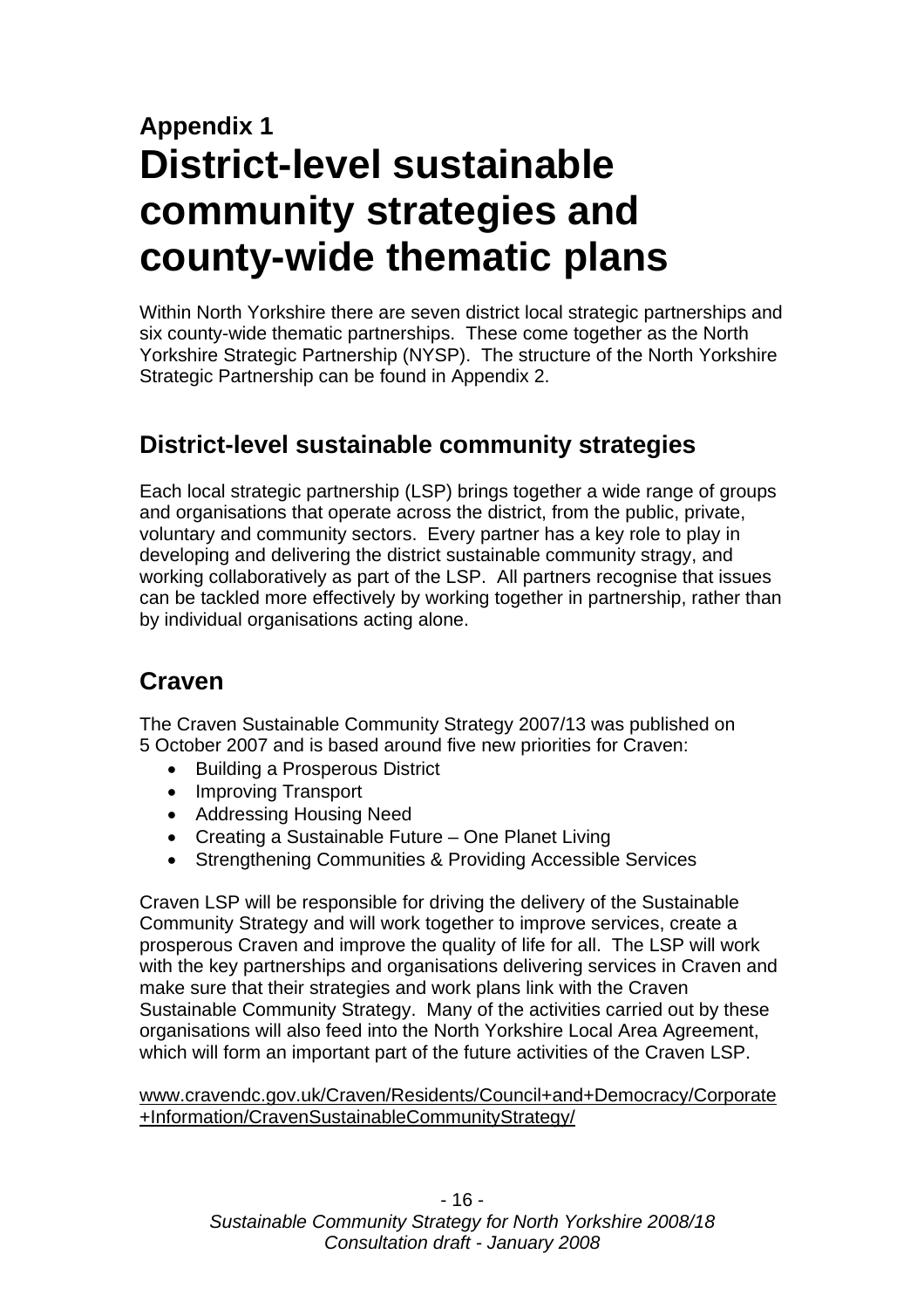**Appendix 1**

# District-level sustainable community strategies and county-wide thematic plans

Within North Yorkshire there are seven district local strategic partnerships and six county-wide thematic partnerships. These come together as the North Yorkshire Strategic Partnership (NYSP). The structure of the North Yorkshire Strategic Partnership can be found in Appendix 2.

## District-level sustainable community strategies

Each local strategic partnership (LSP) brings together a wide range of groups and organisations that operate across the district, from the public, private, voluntary and community sectors. Every partner has a key role to play in developing and delivering the district sustainable community stragy, and working collaboratively as part of the LSP. All partners recognise that issues can be tackled more effectively by working together in partnership, rather than by individual organisations acting alone.

## Craven

The Craven Sustainable Community Strategy 2007/13 was published on 5 October 2007 and is based around five new priorities for Craven:

- Building a Prosperous District
- Improving Transport
- Addressing Housing Need
- Creating a Sustainable Future – One Planet Living
- Strengthening Communities & Providing Accessible Services

Craven LSP will be responsible for driving the delivery of the Sustainable Community Strategy and will work together to improve services, create a prosperous Craven and improve the quality of life for all. The LSP will work with the key partnerships and organisations delivering services in Craven and make sure that their strategies and work plans link with the Craven Sustainable Community Strategy. Many of the activities carried out by these organisations will also feed into the North Yorkshire Local Area Agreement, which will form an important part of the future activities of the Craven LSP.

www.cravendc.gov.uk/Craven/Residents/Council+and+Democracy/Corporate+Information/CravenSustainableCommunityStrategy/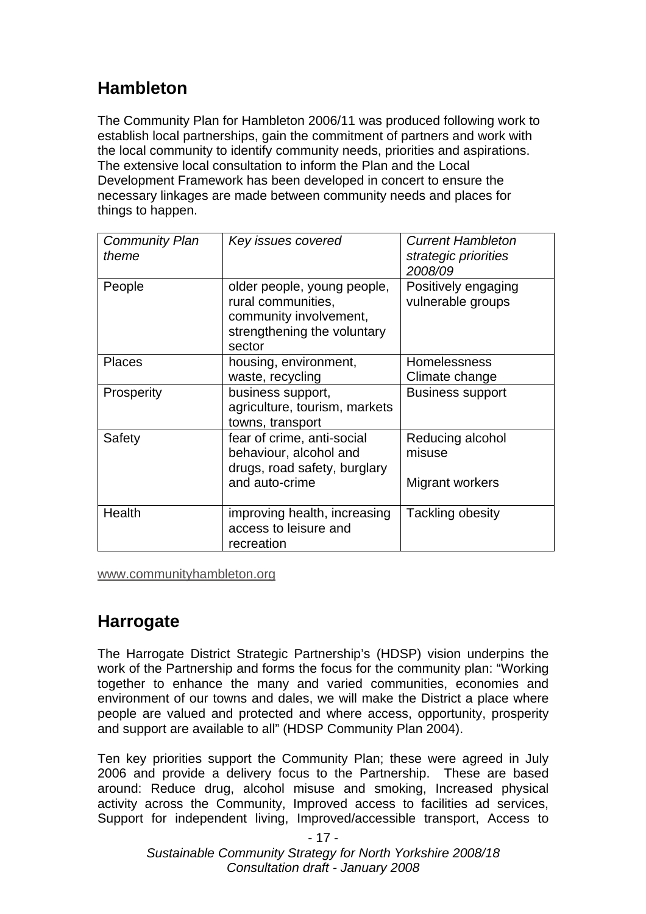## Hambleton

The Community Plan for Hambleton 2006/11 was produced following work to establish local partnerships, gain the commitment of partners and work with the local community to identify community needs, priorities and aspirations. The extensive local consultation to inform the Plan and the Local Development Framework has been developed in concert to ensure the necessary linkages are made between community needs and places for things to happen.

| *Community Plan theme* | *Key issues covered* | *Current Hambleton strategic priorities 2008/09* |
|---|---|---|
| People | older people, young people, rural communities, community involvement, strengthening the voluntary sector | Positively engaging vulnerable groups |
| Places | housing, environment, waste, recycling | Homelessness<br>Climate change |
| Prosperity | business support, agriculture, tourism, markets towns, transport | Business support |
| Safety | fear of crime, anti-social behaviour, alcohol and drugs, road safety, burglary and auto-crime | Reducing alcohol misuse<br><br>Migrant workers |
| Health | improving health, increasing access to leisure and recreation | Tackling obesity |

www.communityhambleton.org

## Harrogate

The Harrogate District Strategic Partnership's (HDSP) vision underpins the work of the Partnership and forms the focus for the community plan: "Working together to enhance the many and varied communities, economies and environment of our towns and dales, we will make the District a place where people are valued and protected and where access, opportunity, prosperity and support are available to all" (HDSP Community Plan 2004).

Ten key priorities support the Community Plan; these were agreed in July 2006 and provide a delivery focus to the Partnership. These are based around: Reduce drug, alcohol misuse and smoking, Increased physical activity across the Community, Improved access to facilities ad services, Support for independent living, Improved/accessible transport, Access to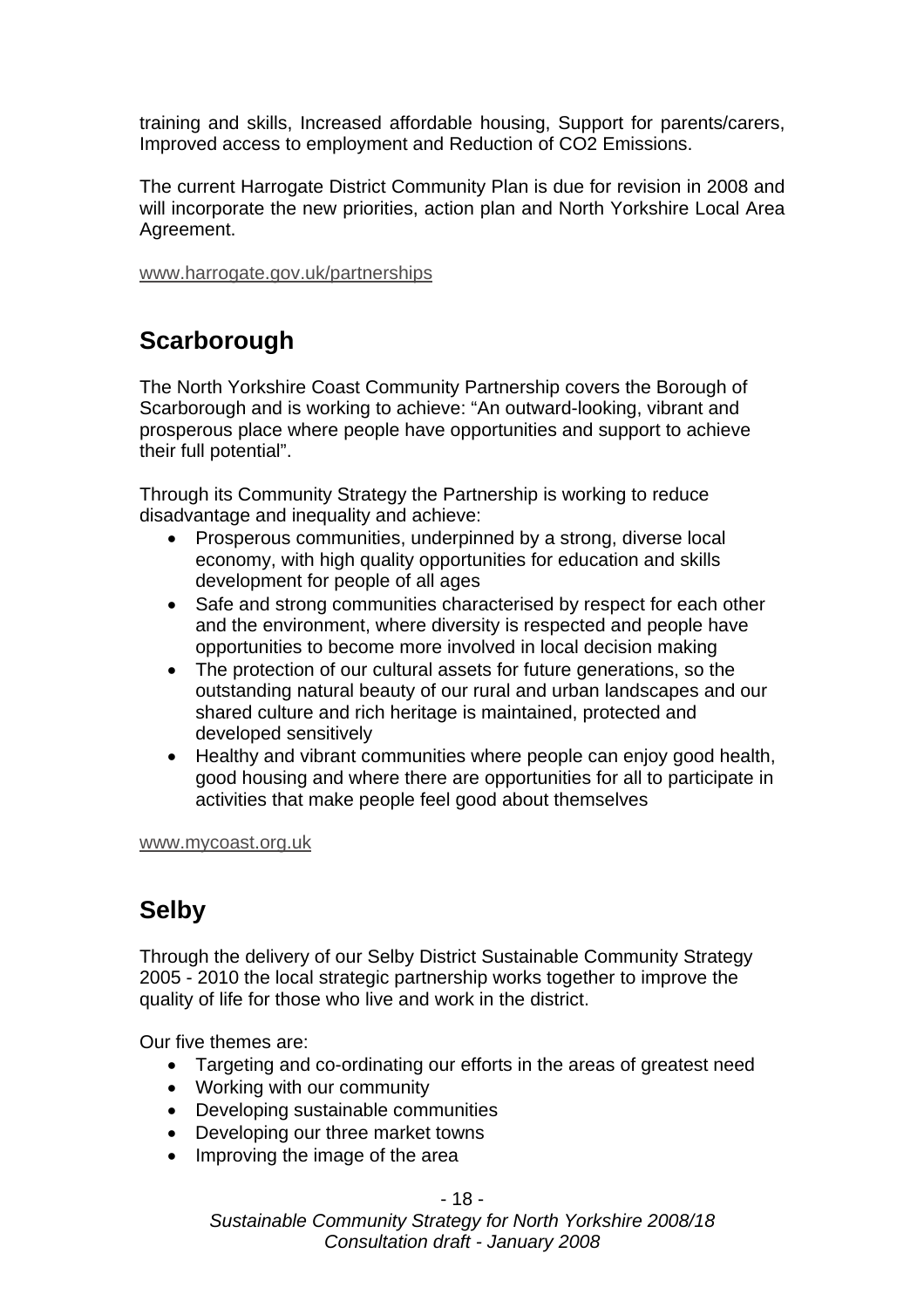training and skills, Increased affordable housing, Support for parents/carers, Improved access to employment and Reduction of $CO_2$ Emissions.

The current Harrogate District Community Plan is due for revision in 2008 and will incorporate the new priorities, action plan and North Yorkshire Local Area Agreement.

www.harrogate.gov.uk/partnerships

## Scarborough

The North Yorkshire Coast Community Partnership covers the Borough of Scarborough and is working to achieve: "An outward-looking, vibrant and prosperous place where people have opportunities and support to achieve their full potential".

Through its Community Strategy the Partnership is working to reduce disadvantage and inequality and achieve:

- Prosperous communities, underpinned by a strong, diverse local economy, with high quality opportunities for education and skills development for people of all ages
- Safe and strong communities characterised by respect for each other and the environment, where diversity is respected and people have opportunities to become more involved in local decision making
- The protection of our cultural assets for future generations, so the outstanding natural beauty of our rural and urban landscapes and our shared culture and rich heritage is maintained, protected and developed sensitively
- Healthy and vibrant communities where people can enjoy good health, good housing and where there are opportunities for all to participate in activities that make people feel good about themselves

www.mycoast.org.uk

## Selby

Through the delivery of our Selby District Sustainable Community Strategy 2005 - 2010 the local strategic partnership works together to improve the quality of life for those who live and work in the district.

Our five themes are:

- Targeting and co-ordinating our efforts in the areas of greatest need
- Working with our community
- Developing sustainable communities
- Developing our three market towns
- Improving the image of the area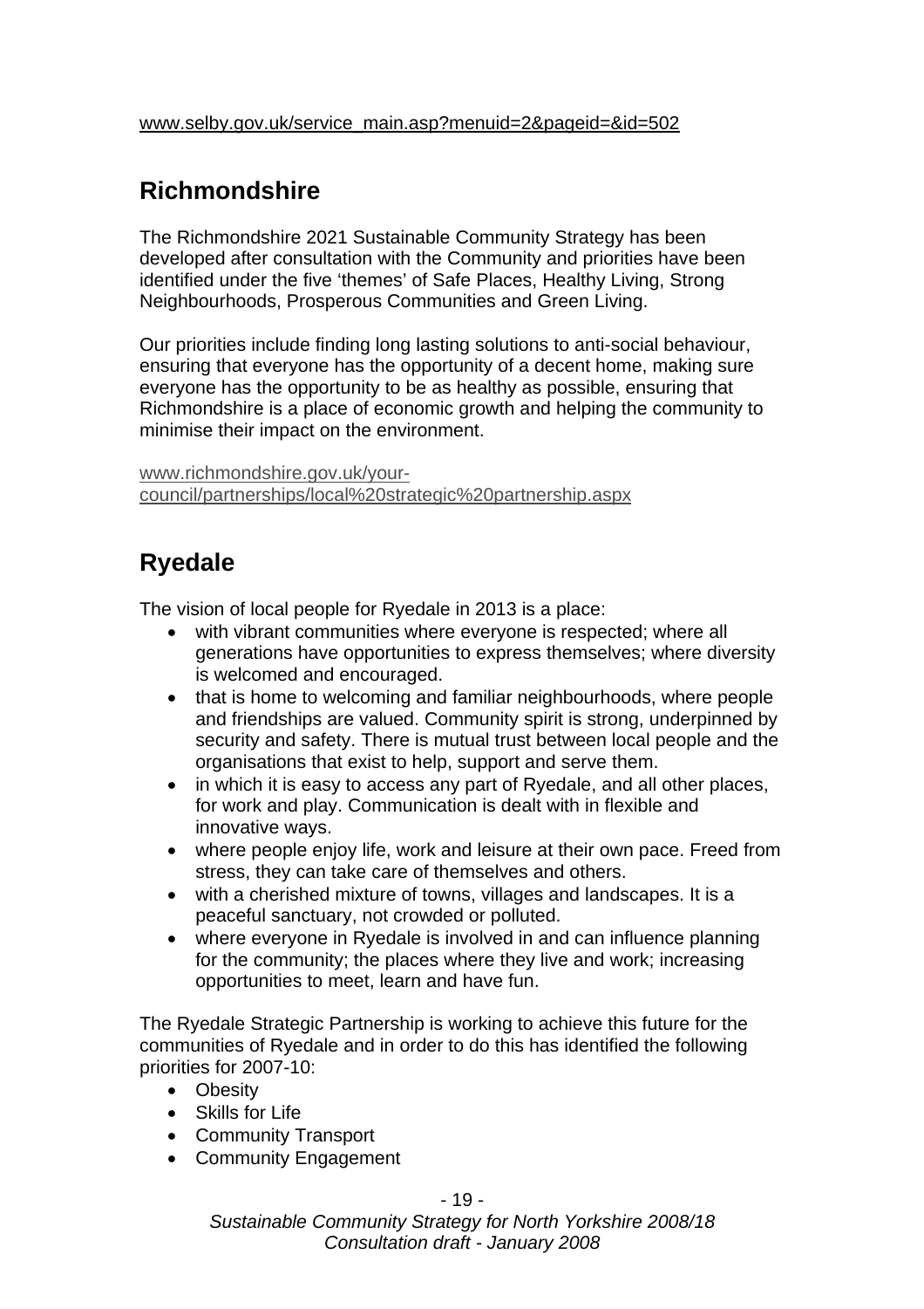www.selby.gov.uk/service_main.asp?menuid=2&pageid=&id=502

## Richmondshire

The Richmondshire 2021 Sustainable Community Strategy has been developed after consultation with the Community and priorities have been identified under the five 'themes' of Safe Places, Healthy Living, Strong Neighbourhoods, Prosperous Communities and Green Living.

Our priorities include finding long lasting solutions to anti-social behaviour, ensuring that everyone has the opportunity of a decent home, making sure everyone has the opportunity to be as healthy as possible, ensuring that Richmondshire is a place of economic growth and helping the community to minimise their impact on the environment.

www.richmondshire.gov.uk/your-council/partnerships/local%20strategic%20partnership.aspx

## Ryedale

The vision of local people for Ryedale in 2013 is a place:

- with vibrant communities where everyone is respected; where all generations have opportunities to express themselves; where diversity is welcomed and encouraged.
- that is home to welcoming and familiar neighbourhoods, where people and friendships are valued. Community spirit is strong, underpinned by security and safety. There is mutual trust between local people and the organisations that exist to help, support and serve them.
- in which it is easy to access any part of Ryedale, and all other places, for work and play. Communication is dealt with in flexible and innovative ways.
- where people enjoy life, work and leisure at their own pace. Freed from stress, they can take care of themselves and others.
- with a cherished mixture of towns, villages and landscapes. It is a peaceful sanctuary, not crowded or polluted.
- where everyone in Ryedale is involved in and can influence planning for the community; the places where they live and work; increasing opportunities to meet, learn and have fun.

The Ryedale Strategic Partnership is working to achieve this future for the communities of Ryedale and in order to do this has identified the following priorities for 2007-10:

- Obesity
- Skills for Life
- Community Transport
- Community Engagement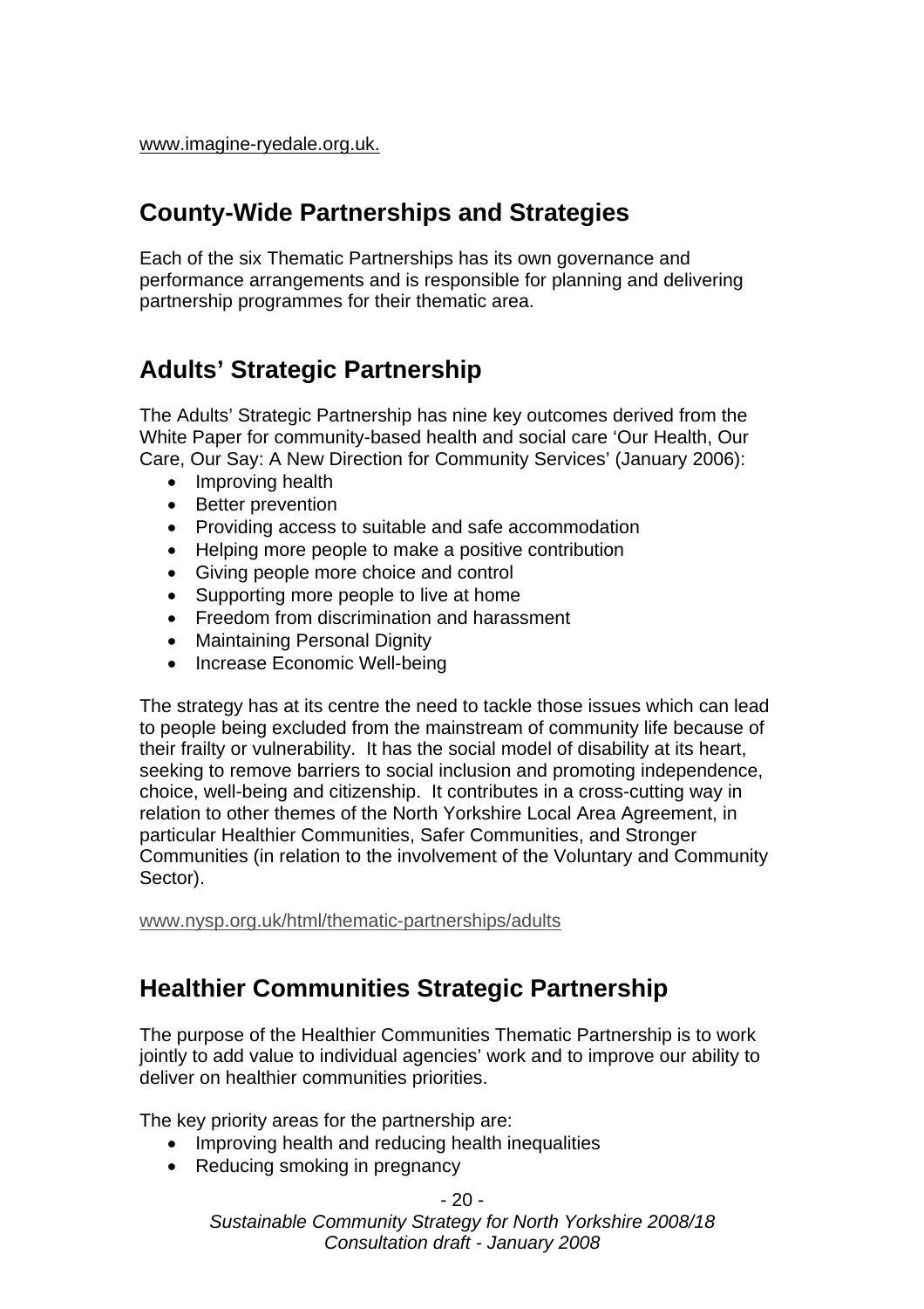www.imagine-ryedale.org.uk.

## County-Wide Partnerships and Strategies

Each of the six Thematic Partnerships has its own governance and performance arrangements and is responsible for planning and delivering partnership programmes for their thematic area.

## Adults' Strategic Partnership

The Adults' Strategic Partnership has nine key outcomes derived from the White Paper for community-based health and social care 'Our Health, Our Care, Our Say: A New Direction for Community Services' (January 2006):

- Improving health
- Better prevention
- Providing access to suitable and safe accommodation
- Helping more people to make a positive contribution
- Giving people more choice and control
- Supporting more people to live at home
- Freedom from discrimination and harassment
- Maintaining Personal Dignity
- Increase Economic Well-being

The strategy has at its centre the need to tackle those issues which can lead to people being excluded from the mainstream of community life because of their frailty or vulnerability. It has the social model of disability at its heart, seeking to remove barriers to social inclusion and promoting independence, choice, well-being and citizenship. It contributes in a cross-cutting way in relation to other themes of the North Yorkshire Local Area Agreement, in particular Healthier Communities, Safer Communities, and Stronger Communities (in relation to the involvement of the Voluntary and Community Sector).

www.nysp.org.uk/html/thematic-partnerships/adults

## Healthier Communities Strategic Partnership

The purpose of the Healthier Communities Thematic Partnership is to work jointly to add value to individual agencies' work and to improve our ability to deliver on healthier communities priorities.

The key priority areas for the partnership are:

- Improving health and reducing health inequalities
- Reducing smoking in pregnancy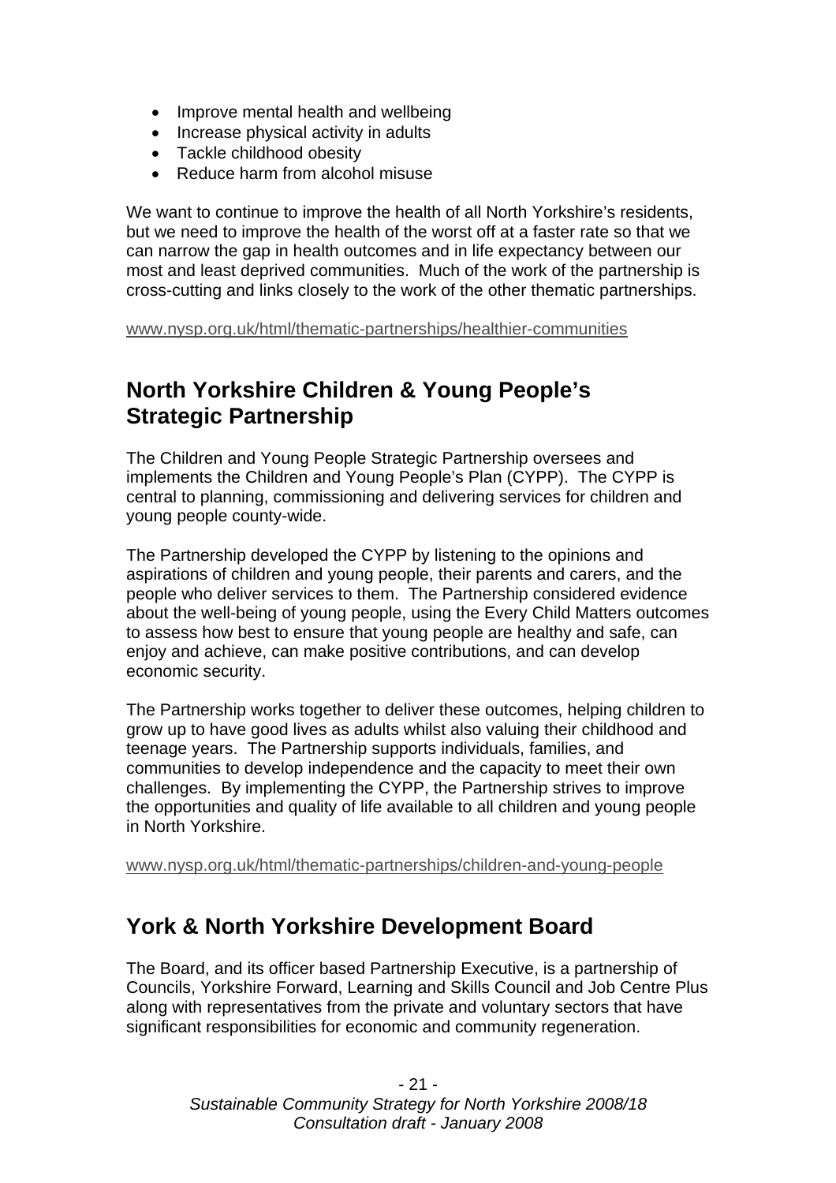- Improve mental health and wellbeing
- Increase physical activity in adults
- Tackle childhood obesity
- Reduce harm from alcohol misuse

We want to continue to improve the health of all North Yorkshire's residents, but we need to improve the health of the worst off at a faster rate so that we can narrow the gap in health outcomes and in life expectancy between our most and least deprived communities. Much of the work of the partnership is cross-cutting and links closely to the work of the other thematic partnerships.

www.nysp.org.uk/html/thematic-partnerships/healthier-communities

## North Yorkshire Children & Young People's Strategic Partnership

The Children and Young People Strategic Partnership oversees and implements the Children and Young People's Plan (CYPP). The CYPP is central to planning, commissioning and delivering services for children and young people county-wide.

The Partnership developed the CYPP by listening to the opinions and aspirations of children and young people, their parents and carers, and the people who deliver services to them. The Partnership considered evidence about the well-being of young people, using the Every Child Matters outcomes to assess how best to ensure that young people are healthy and safe, can enjoy and achieve, can make positive contributions, and can develop economic security.

The Partnership works together to deliver these outcomes, helping children to grow up to have good lives as adults whilst also valuing their childhood and teenage years. The Partnership supports individuals, families, and communities to develop independence and the capacity to meet their own challenges. By implementing the CYPP, the Partnership strives to improve the opportunities and quality of life available to all children and young people in North Yorkshire.

www.nysp.org.uk/html/thematic-partnerships/children-and-young-people

## York & North Yorkshire Development Board

The Board, and its officer based Partnership Executive, is a partnership of Councils, Yorkshire Forward, Learning and Skills Council and Job Centre Plus along with representatives from the private and voluntary sectors that have significant responsibilities for economic and community regeneration.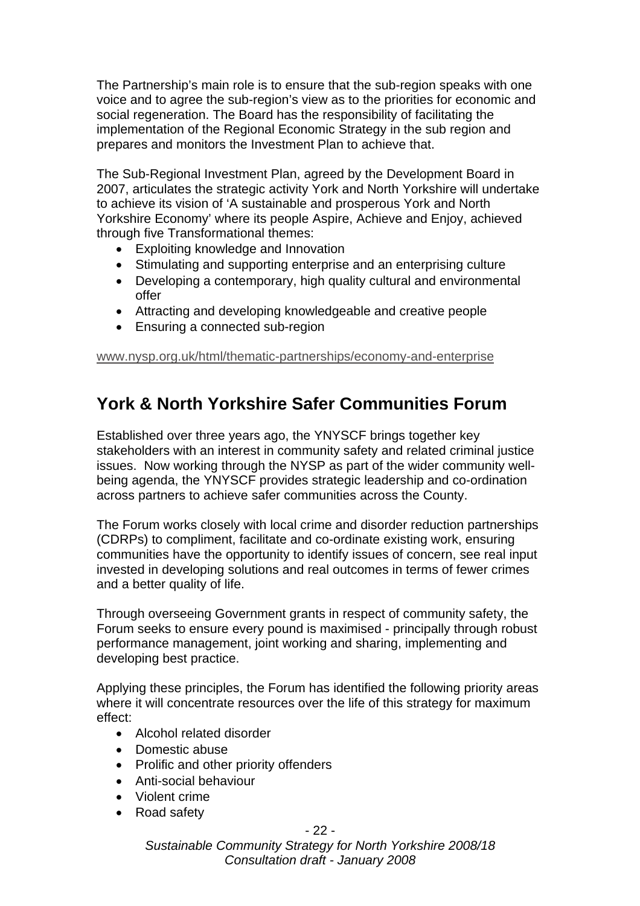The Partnership's main role is to ensure that the sub-region speaks with one voice and to agree the sub-region's view as to the priorities for economic and social regeneration. The Board has the responsibility of facilitating the implementation of the Regional Economic Strategy in the sub region and prepares and monitors the Investment Plan to achieve that.

The Sub-Regional Investment Plan, agreed by the Development Board in 2007, articulates the strategic activity York and North Yorkshire will undertake to achieve its vision of 'A sustainable and prosperous York and North Yorkshire Economy' where its people Aspire, Achieve and Enjoy, achieved through five Transformational themes:

- Exploiting knowledge and Innovation
- Stimulating and supporting enterprise and an enterprising culture
- Developing a contemporary, high quality cultural and environmental offer
- Attracting and developing knowledgeable and creative people
- Ensuring a connected sub-region

www.nysp.org.uk/html/thematic-partnerships/economy-and-enterprise

## York & North Yorkshire Safer Communities Forum

Established over three years ago, the YNYSCF brings together key stakeholders with an interest in community safety and related criminal justice issues. Now working through the NYSP as part of the wider community well-being agenda, the YNYSCF provides strategic leadership and co-ordination across partners to achieve safer communities across the County.

The Forum works closely with local crime and disorder reduction partnerships (CDRPs) to compliment, facilitate and co-ordinate existing work, ensuring communities have the opportunity to identify issues of concern, see real input invested in developing solutions and real outcomes in terms of fewer crimes and a better quality of life.

Through overseeing Government grants in respect of community safety, the Forum seeks to ensure every pound is maximised - principally through robust performance management, joint working and sharing, implementing and developing best practice.

Applying these principles, the Forum has identified the following priority areas where it will concentrate resources over the life of this strategy for maximum effect:

- Alcohol related disorder
- Domestic abuse
- Prolific and other priority offenders
- Anti-social behaviour
- Violent crime
- Road safety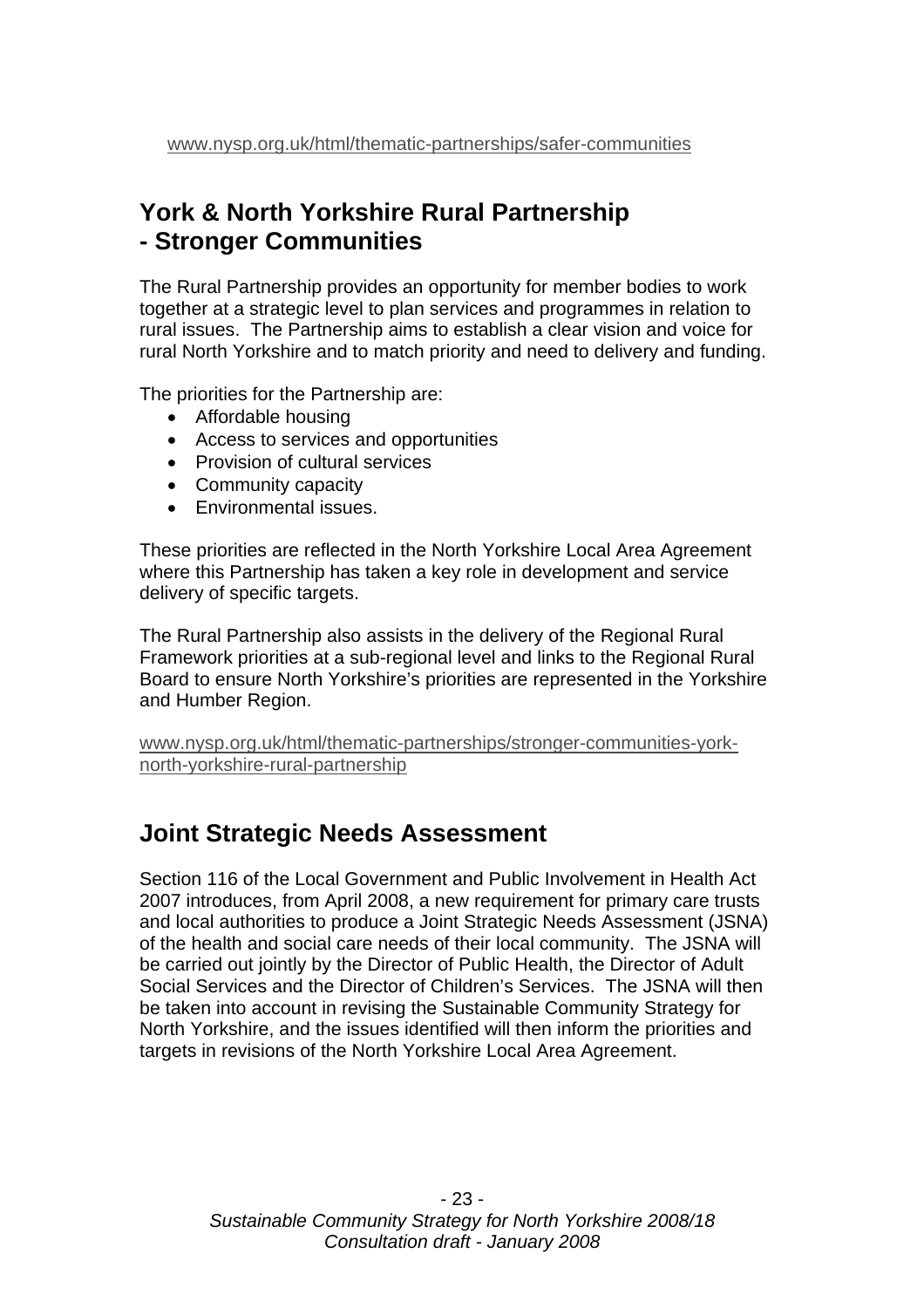www.nysp.org.uk/html/thematic-partnerships/safer-communities

## York & North Yorkshire Rural Partnership - Stronger Communities

The Rural Partnership provides an opportunity for member bodies to work together at a strategic level to plan services and programmes in relation to rural issues. The Partnership aims to establish a clear vision and voice for rural North Yorkshire and to match priority and need to delivery and funding.

The priorities for the Partnership are:

- Affordable housing
- Access to services and opportunities
- Provision of cultural services
- Community capacity
- Environmental issues.

These priorities are reflected in the North Yorkshire Local Area Agreement where this Partnership has taken a key role in development and service delivery of specific targets.

The Rural Partnership also assists in the delivery of the Regional Rural Framework priorities at a sub-regional level and links to the Regional Rural Board to ensure North Yorkshire's priorities are represented in the Yorkshire and Humber Region.

www.nysp.org.uk/html/thematic-partnerships/stronger-communities-york-north-yorkshire-rural-partnership

## Joint Strategic Needs Assessment

Section 116 of the Local Government and Public Involvement in Health Act 2007 introduces, from April 2008, a new requirement for primary care trusts and local authorities to produce a Joint Strategic Needs Assessment (JSNA) of the health and social care needs of their local community. The JSNA will be carried out jointly by the Director of Public Health, the Director of Adult Social Services and the Director of Children's Services. The JSNA will then be taken into account in revising the Sustainable Community Strategy for North Yorkshire, and the issues identified will then inform the priorities and targets in revisions of the North Yorkshire Local Area Agreement.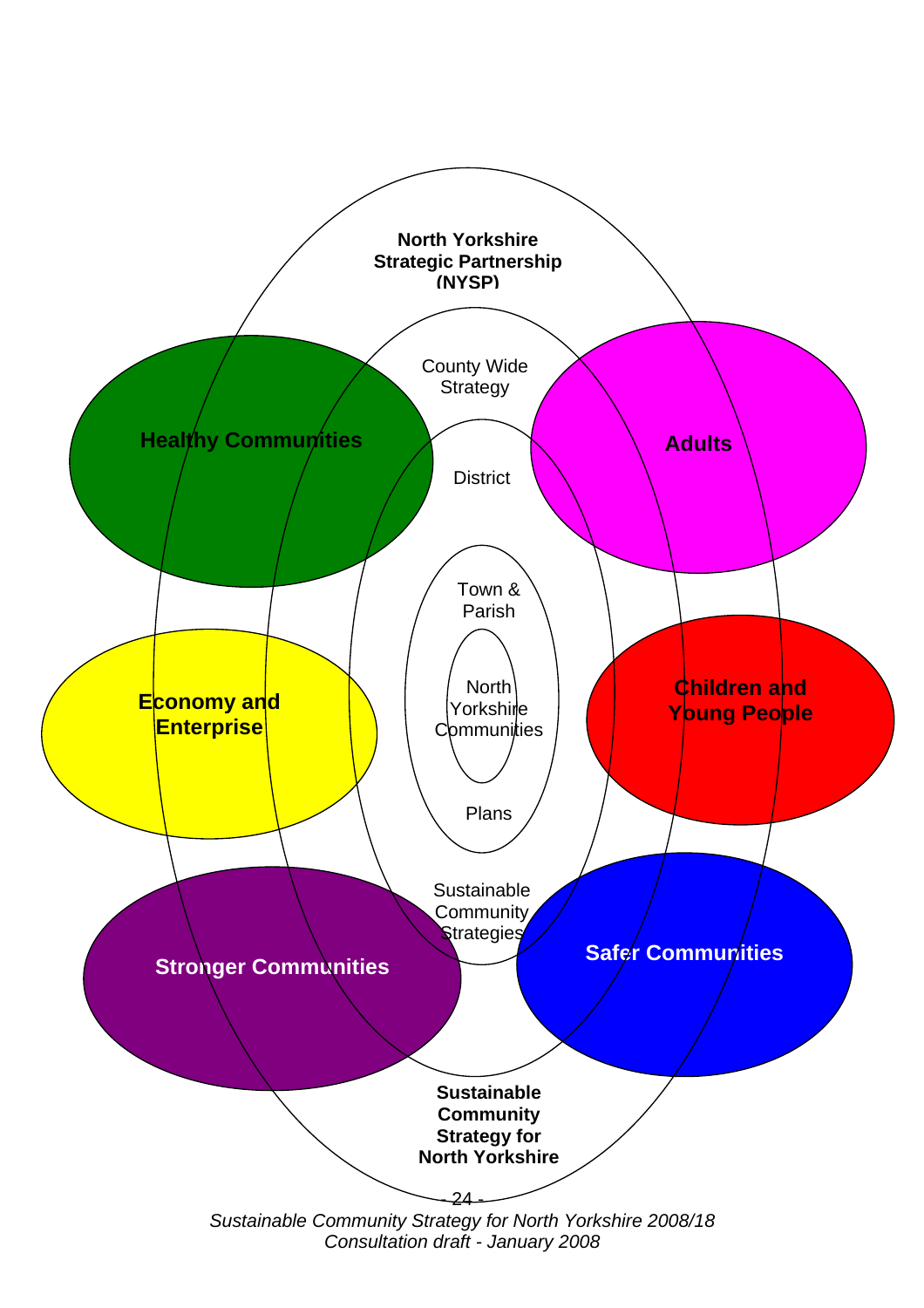North Yorkshire Strategic Partnership (NYSP)

County Wide Strategy

District

Town & Parish

North Yorkshire Communities

Plans

Sustainable Community Strategies

Sustainable Community Strategy for North Yorkshire

Healthy Communities

Adults

Economy and Enterprise

Children and Young People

Stronger Communities

Safer Communities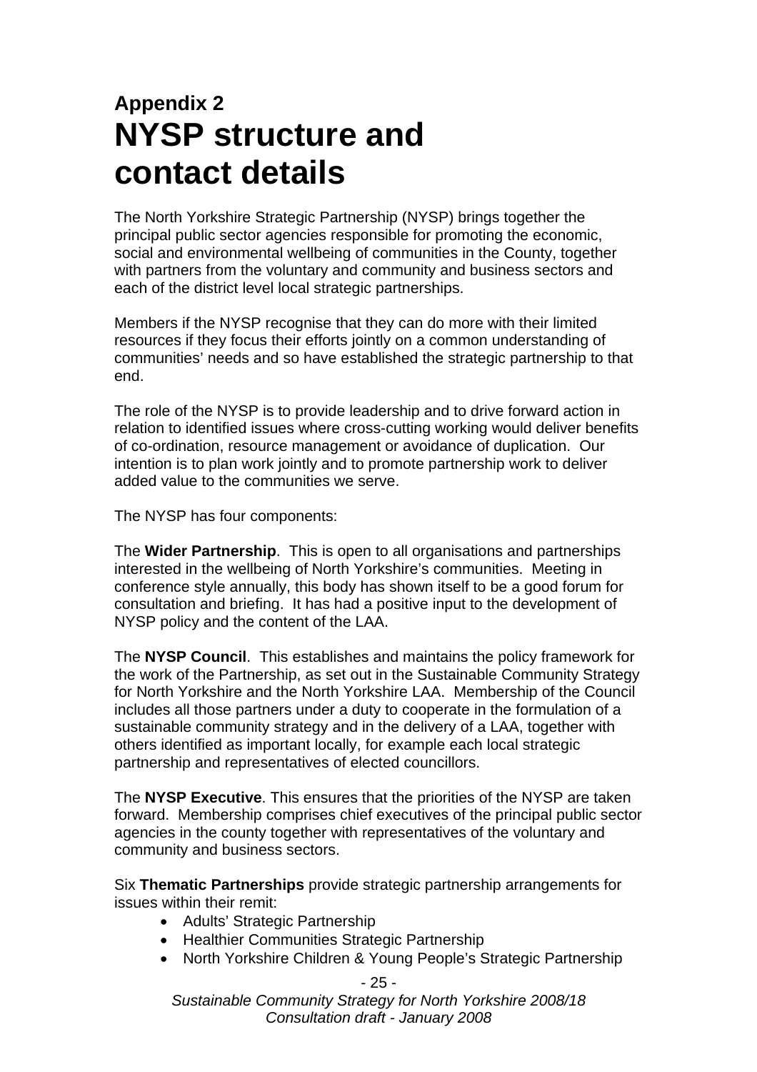## Appendix 2

# NYSP structure and contact details

The North Yorkshire Strategic Partnership (NYSP) brings together the principal public sector agencies responsible for promoting the economic, social and environmental wellbeing of communities in the County, together with partners from the voluntary and community and business sectors and each of the district level local strategic partnerships.

Members if the NYSP recognise that they can do more with their limited resources if they focus their efforts jointly on a common understanding of communities' needs and so have established the strategic partnership to that end.

The role of the NYSP is to provide leadership and to drive forward action in relation to identified issues where cross-cutting working would deliver benefits of co-ordination, resource management or avoidance of duplication. Our intention is to plan work jointly and to promote partnership work to deliver added value to the communities we serve.

The NYSP has four components:

The **Wider Partnership**. This is open to all organisations and partnerships interested in the wellbeing of North Yorkshire's communities. Meeting in conference style annually, this body has shown itself to be a good forum for consultation and briefing. It has had a positive input to the development of NYSP policy and the content of the LAA.

The **NYSP Council**. This establishes and maintains the policy framework for the work of the Partnership, as set out in the Sustainable Community Strategy for North Yorkshire and the North Yorkshire LAA. Membership of the Council includes all those partners under a duty to cooperate in the formulation of a sustainable community strategy and in the delivery of a LAA, together with others identified as important locally, for example each local strategic partnership and representatives of elected councillors.

The **NYSP Executive**. This ensures that the priorities of the NYSP are taken forward. Membership comprises chief executives of the principal public sector agencies in the county together with representatives of the voluntary and community and business sectors.

Six **Thematic Partnerships** provide strategic partnership arrangements for issues within their remit:

- Adults' Strategic Partnership
- Healthier Communities Strategic Partnership
- North Yorkshire Children & Young People's Strategic Partnership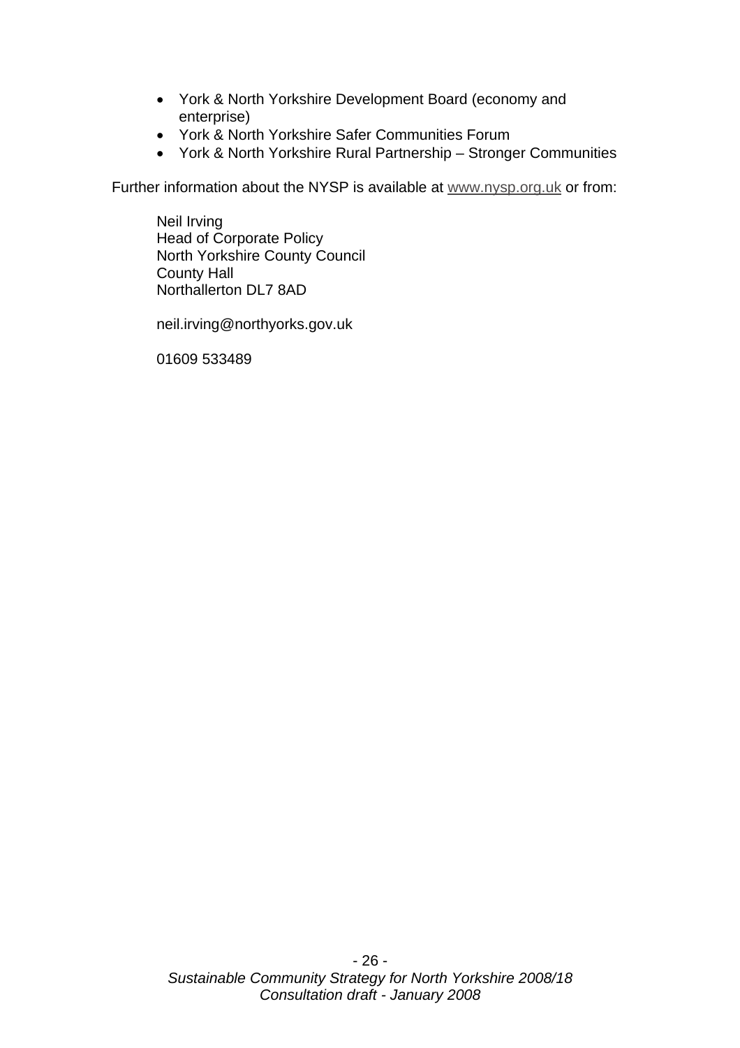- York & North Yorkshire Development Board (economy and enterprise)
- York & North Yorkshire Safer Communities Forum
- York & North Yorkshire Rural Partnership – Stronger Communities

Further information about the NYSP is available at www.nysp.org.uk or from:

Neil Irving
Head of Corporate Policy
North Yorkshire County Council
County Hall
Northallerton DL7 8AD

neil.irving@northyorks.gov.uk

01609 533489